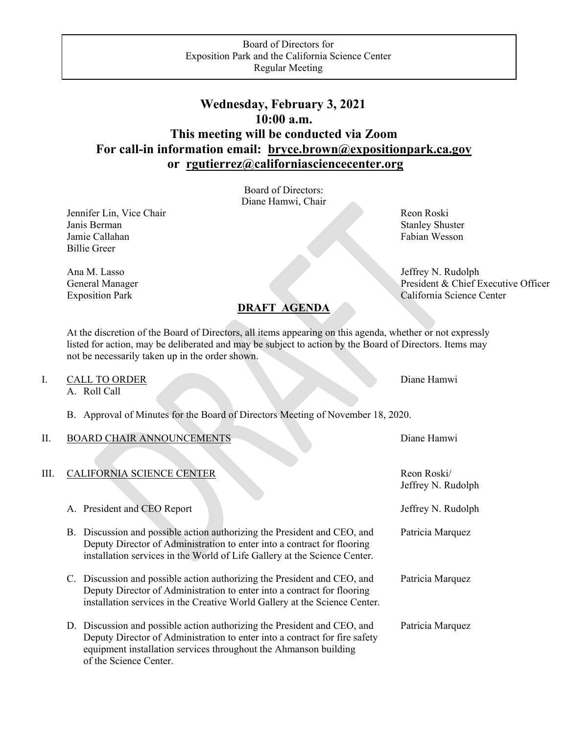Board of Directors for
Exposition Park and the California Science Center
Regular Meeting

# Wednesday, February 3, 2021
# 10:00 a.m.
# This meeting will be conducted via Zoom
# For call-in information email: bryce.brown@expositionpark.ca.gov or rgutierrez@californiasciencecenter.org

Board of Directors:
Diane Hamwi, Chair

Jennifer Lin, Vice Chair
Janis Berman
Jamie Callahan
Billie Greer
Reon Roski
Stanley Shuster
Fabian Wesson

Ana M. Lasso
General Manager
Exposition Park

Jeffrey N. Rudolph
President & Chief Executive Officer
California Science Center

## DRAFT AGENDA

At the discretion of the Board of Directors, all items appearing on this agenda, whether or not expressly listed for action, may be deliberated and may be subject to action by the Board of Directors. Items may not be necessarily taken up in the order shown.

I. CALL TO ORDER — Diane Hamwi
   A. Roll Call

   B. Approval of Minutes for the Board of Directors Meeting of November 18, 2020.

II. BOARD CHAIR ANNOUNCEMENTS — Diane Hamwi

III. CALIFORNIA SCIENCE CENTER — Reon Roski/ Jeffrey N. Rudolph

   A. President and CEO Report — Jeffrey N. Rudolph

   B. Discussion and possible action authorizing the President and CEO, and Deputy Director of Administration to enter into a contract for flooring installation services in the World of Life Gallery at the Science Center. — Patricia Marquez

   C. Discussion and possible action authorizing the President and CEO, and Deputy Director of Administration to enter into a contract for flooring installation services in the Creative World Gallery at the Science Center. — Patricia Marquez

   D. Discussion and possible action authorizing the President and CEO, and Deputy Director of Administration to enter into a contract for fire safety equipment installation services throughout the Ahmanson building of the Science Center. — Patricia Marquez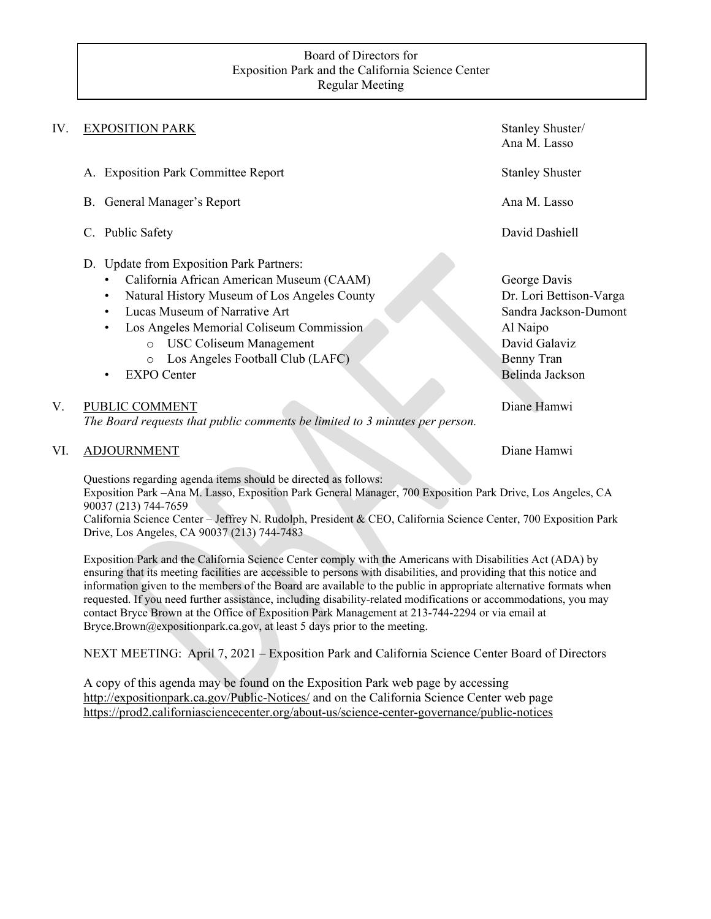Board of Directors for
Exposition Park and the California Science Center
Regular Meeting

IV. <u>EXPOSITION PARK</u> — Stanley Shuster/ Ana M. Lasso

A. Exposition Park Committee Report — Stanley Shuster

B. General Manager's Report — Ana M. Lasso

C. Public Safety — David Dashiell

D. Update from Exposition Park Partners:

- California African American Museum (CAAM) — George Davis
- Natural History Museum of Los Angeles County — Dr. Lori Bettison-Varga
- Lucas Museum of Narrative Art — Sandra Jackson-Dumont
- Los Angeles Memorial Coliseum Commission — Al Naipo
  - USC Coliseum Management — David Galaviz
  - Los Angeles Football Club (LAFC) — Benny Tran
- EXPO Center — Belinda Jackson

V. <u>PUBLIC COMMENT</u> — Diane Hamwi

*The Board requests that public comments be limited to 3 minutes per person.*

VI. <u>ADJOURNMENT</u> — Diane Hamwi

Questions regarding agenda items should be directed as follows:
Exposition Park –Ana M. Lasso, Exposition Park General Manager, 700 Exposition Park Drive, Los Angeles, CA 90037 (213) 744-7659
California Science Center – Jeffrey N. Rudolph, President & CEO, California Science Center, 700 Exposition Park Drive, Los Angeles, CA 90037 (213) 744-7483

Exposition Park and the California Science Center comply with the Americans with Disabilities Act (ADA) by ensuring that its meeting facilities are accessible to persons with disabilities, and providing that this notice and information given to the members of the Board are available to the public in appropriate alternative formats when requested. If you need further assistance, including disability-related modifications or accommodations, you may contact Bryce Brown at the Office of Exposition Park Management at 213-744-2294 or via email at Bryce.Brown@expositionpark.ca.gov, at least 5 days prior to the meeting.

NEXT MEETING: April 7, 2021 – Exposition Park and California Science Center Board of Directors

A copy of this agenda may be found on the Exposition Park web page by accessing <u>http://expositionpark.ca.gov/Public-Notices/</u> and on the California Science Center web page <u>https://prod2.californiasciencecenter.org/about-us/science-center-governance/public-notices</u>